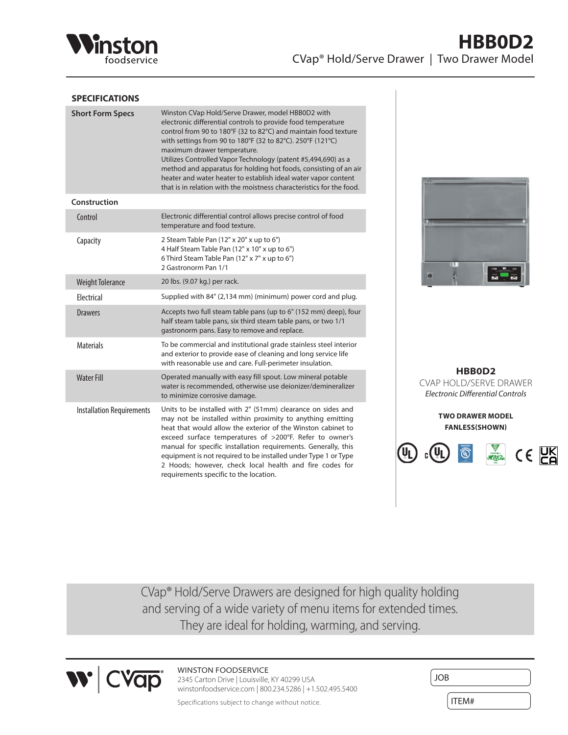# HBB0D2

CVap® Hold/Serve Drawer | Two Drawer Model

## SPECIFICATIONS

| | |
|---|---|
| **Short Form Specs** | Winston CVap Hold/Serve Drawer, model HBB0D2 with electronic differential controls to provide food temperature control from 90 to 180°F (32 to 82°C) and maintain food texture with settings from 90 to 180°F (32 to 82°C). 250°F (121°C) maximum drawer temperature. Utilizes Controlled Vapor Technology (patent #5,494,690) as a method and apparatus for holding hot foods, consisting of an air heater and water heater to establish ideal water vapor content that is in relation with the moistness characteristics for the food. |
| **Construction** | |
| Control | Electronic differential control allows precise control of food temperature and food texture. |
| Capacity | 2 Steam Table Pan (12" x 20" x up to 6")<br>4 Half Steam Table Pan (12" x 10" x up to 6")<br>6 Third Steam Table Pan (12" x 7" x up to 6")<br>2 Gastronorm Pan 1/1 |
| Weight Tolerance | 20 lbs. (9.07 kg.) per rack. |
| Electrical | Supplied with 84" (2,134 mm) (minimum) power cord and plug. |
| Drawers | Accepts two full steam table pans (up to 6" (152 mm) deep), four half steam table pans, six third steam table pans, or two 1/1 gastronorm pans. Easy to remove and replace. |
| Materials | To be commercial and institutional grade stainless steel interior and exterior to provide ease of cleaning and long service life with reasonable use and care. Full-perimeter insulation. |
| Water Fill | Operated manually with easy fill spout. Low mineral potable water is recommended, otherwise use deionizer/demineralizer to minimize corrosive damage. |
| Installation Requirements | Units to be installed with 2" (51mm) clearance on sides and may not be installed within proximity to anything emitting heat that would allow the exterior of the Winston cabinet to exceed surface temperatures of >200°F. Refer to owner's manual for specific installation requirements. Generally, this equipment is not required to be installed under Type 1 or Type 2 Hoods; however, check local health and fire codes for requirements specific to the location. |

**HBB0D2**

CVAP HOLD/SERVE DRAWER

*Electronic Differential Controls*

**TWO DRAWER MODEL**
**FANLESS(SHOWN)**

CVap® Hold/Serve Drawers are designed for high quality holding and serving of a wide variety of menu items for extended times. They are ideal for holding, warming, and serving.

WINSTON FOODSERVICE
2345 Carton Drive | Louisville, KY 40299 USA
winstonfoodservice.com | 800.234.5286 | +1.502.495.5400

Specifications subject to change without notice.

JOB

ITEM#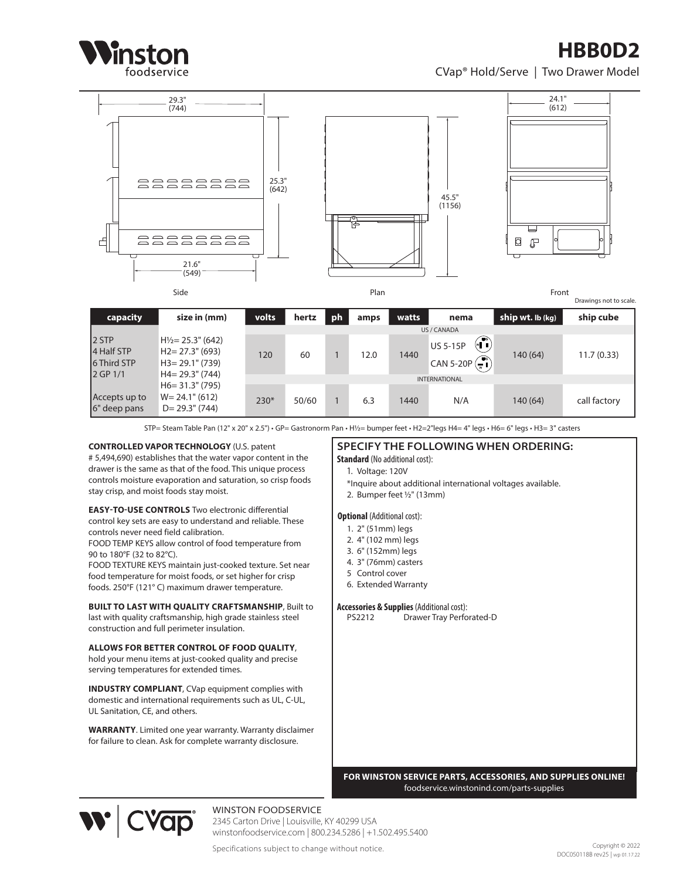# HBB0D2

CVap® Hold/Serve | Two Drawer Model

29.3" (744)

25.3" (642)

21.6" (549)

45.5" (1156)

24.1" (612)

Side

Plan

Front

Drawings not to scale.

| capacity | size in (mm) | volts | hertz | ph | amps | watts | nema | ship wt. lb (kg) | ship cube |
|---|---|---|---|---|---|---|---|---|---|
| 2 STP<br>4 Half STP<br>6 Third STP<br>2 GP 1/1<br><br>Accepts up to 6" deep pans | H½= 25.3" (642)<br>H2= 27.3" (693)<br>H3= 29.1" (739)<br>H4= 29.3" (744)<br>H6= 31.3" (795)<br>W= 24.1" (612)<br>D= 29.3" (744) | US / CANADA | | | | | | | |
| | | 120 | 60 | 1 | 12.0 | 1440 | US 5-15P<br>CAN 5-20P | 140 (64) | 11.7 (0.33) |
| | | INTERNATIONAL | | | | | | | |
| | | 230* | 50/60 | 1 | 6.3 | 1440 | N/A | 140 (64) | call factory |

STP= Steam Table Pan (12" x 20" x 2.5") • GP= Gastronorm Pan • H½= bumper feet • H2=2"legs H4= 4" legs • H6= 6" legs • H3= 3" casters

**CONTROLLED VAPOR TECHNOLOGY** (U.S. patent # 5,494,690) establishes that the water vapor content in the drawer is the same as that of the food. This unique process controls moisture evaporation and saturation, so crisp foods stay crisp, and moist foods stay moist.

**EASY-TO-USE CONTROLS** Two electronic differential control key sets are easy to understand and reliable. These controls never need field calibration.
FOOD TEMP KEYS allow control of food temperature from 90 to 180°F (32 to 82°C).
FOOD TEXTURE KEYS maintain just-cooked texture. Set near food temperature for moist foods, or set higher for crisp foods. 250°F (121° C) maximum drawer temperature.

**BUILT TO LAST WITH QUALITY CRAFTSMANSHIP**, Built to last with quality craftsmanship, high grade stainless steel construction and full perimeter insulation.

**ALLOWS FOR BETTER CONTROL OF FOOD QUALITY**, hold your menu items at just-cooked quality and precise serving temperatures for extended times.

**INDUSTRY COMPLIANT**, CVap equipment complies with domestic and international requirements such as UL, C-UL, UL Sanitation, CE, and others.

**WARRANTY**. Limited one year warranty. Warranty disclaimer for failure to clean. Ask for complete warranty disclosure.

## SPECIFY THE FOLLOWING WHEN ORDERING:

**Standard** (No additional cost):

1. Voltage: 120V
   *Inquire about additional international voltages available.
2. Bumper feet ½" (13mm)

**Optional** (Additional cost):

1. 2" (51mm) legs
2. 4" (102 mm) legs
3. 6" (152mm) legs
4. 3" (76mm) casters
5. Control cover
6. Extended Warranty

**Accessories & Supplies** (Additional cost):

PS2212 Drawer Tray Perforated-D

**FOR WINSTON SERVICE PARTS, ACCESSORIES, AND SUPPLIES ONLINE!**
foodservice.winstonind.com/parts-supplies

WINSTON FOODSERVICE
2345 Carton Drive | Louisville, KY 40299 USA
winstonfoodservice.com | 800.234.5286 | +1.502.495.5400

Specifications subject to change without notice.

Copyright © 2022
DOC050118B rev25 | wp 01.17.22